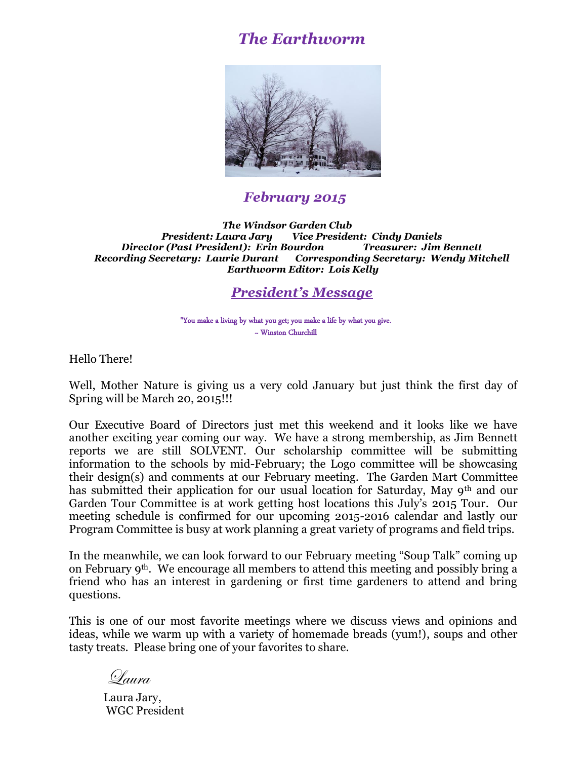# *The Earthworm*

## *February 2015*

***The Windsor Garden Club***
***President: Laura Jary Vice President: Cindy Daniels***
***Director (Past President): Erin Bourdon Treasurer: Jim Bennett***
***Recording Secretary: Laurie Durant Corresponding Secretary: Wendy Mitchell***
***Earthworm Editor: Lois Kelly***

## ***President's Message***

"You make a living by what you get; you make a life by what you give.
~ Winston Churchill

Hello There!

Well, Mother Nature is giving us a very cold January but just think the first day of Spring will be March 20, 2015!!!

Our Executive Board of Directors just met this weekend and it looks like we have another exciting year coming our way. We have a strong membership, as Jim Bennett reports we are still SOLVENT. Our scholarship committee will be submitting information to the schools by mid-February; the Logo committee will be showcasing their design(s) and comments at our February meeting. The Garden Mart Committee has submitted their application for our usual location for Saturday, May 9th and our Garden Tour Committee is at work getting host locations this July's 2015 Tour. Our meeting schedule is confirmed for our upcoming 2015-2016 calendar and lastly our Program Committee is busy at work planning a great variety of programs and field trips.

In the meanwhile, we can look forward to our February meeting "Soup Talk" coming up on February 9th. We encourage all members to attend this meeting and possibly bring a friend who has an interest in gardening or first time gardeners to attend and bring questions.

This is one of our most favorite meetings where we discuss views and opinions and ideas, while we warm up with a variety of homemade breads (yum!), soups and other tasty treats. Please bring one of your favorites to share.

*Laura*

Laura Jary,
WGC President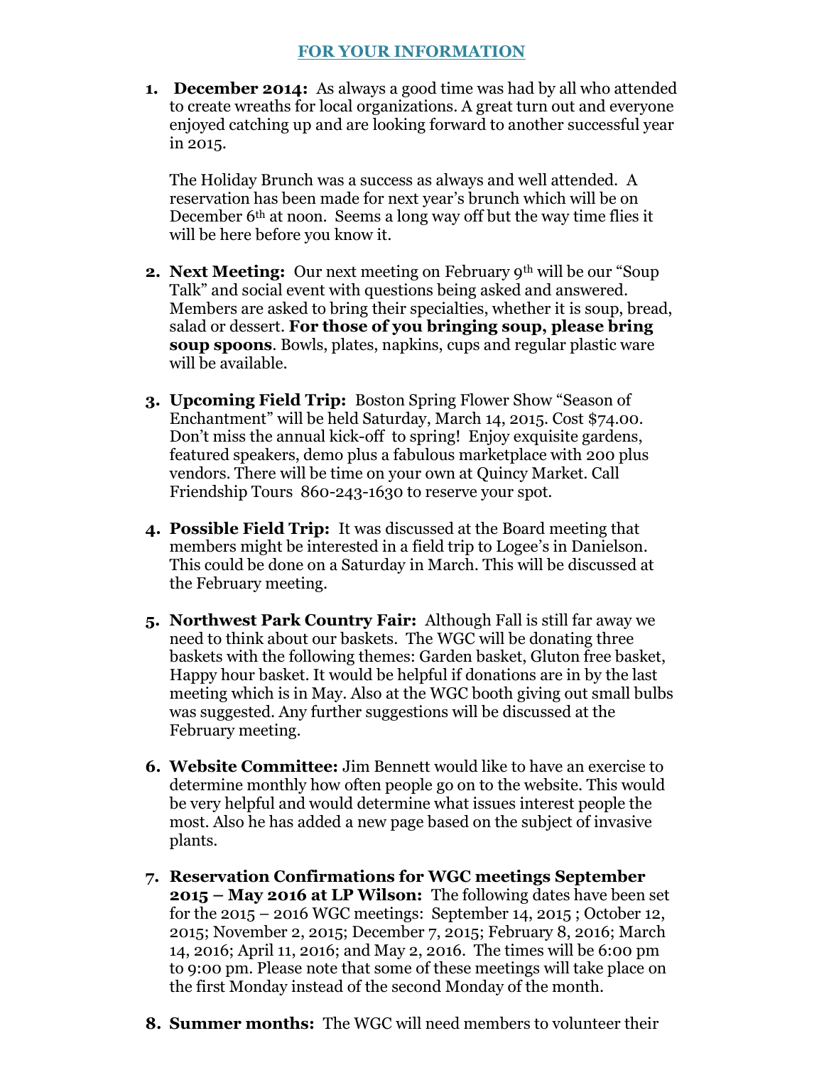## FOR YOUR INFORMATION

1. **December 2014:** As always a good time was had by all who attended to create wreaths for local organizations. A great turn out and everyone enjoyed catching up and are looking forward to another successful year in 2015.

   The Holiday Brunch was a success as always and well attended. A reservation has been made for next year's brunch which will be on December 6th at noon. Seems a long way off but the way time flies it will be here before you know it.

2. **Next Meeting:** Our next meeting on February 9th will be our "Soup Talk" and social event with questions being asked and answered. Members are asked to bring their specialties, whether it is soup, bread, salad or dessert. **For those of you bringing soup, please bring soup spoons**. Bowls, plates, napkins, cups and regular plastic ware will be available.

3. **Upcoming Field Trip:** Boston Spring Flower Show "Season of Enchantment" will be held Saturday, March 14, 2015. Cost $74.00. Don't miss the annual kick-off to spring! Enjoy exquisite gardens, featured speakers, demo plus a fabulous marketplace with 200 plus vendors. There will be time on your own at Quincy Market. Call Friendship Tours 860-243-1630 to reserve your spot.

4. **Possible Field Trip:** It was discussed at the Board meeting that members might be interested in a field trip to Logee's in Danielson. This could be done on a Saturday in March. This will be discussed at the February meeting.

5. **Northwest Park Country Fair:** Although Fall is still far away we need to think about our baskets. The WGC will be donating three baskets with the following themes: Garden basket, Gluton free basket, Happy hour basket. It would be helpful if donations are in by the last meeting which is in May. Also at the WGC booth giving out small bulbs was suggested. Any further suggestions will be discussed at the February meeting.

6. **Website Committee:** Jim Bennett would like to have an exercise to determine monthly how often people go on to the website. This would be very helpful and would determine what issues interest people the most. Also he has added a new page based on the subject of invasive plants.

7. **Reservation Confirmations for WGC meetings September 2015 – May 2016 at LP Wilson:** The following dates have been set for the 2015 – 2016 WGC meetings: September 14, 2015 ; October 12, 2015; November 2, 2015; December 7, 2015; February 8, 2016; March 14, 2016; April 11, 2016; and May 2, 2016. The times will be 6:00 pm to 9:00 pm. Please note that some of these meetings will take place on the first Monday instead of the second Monday of the month.

8. **Summer months:** The WGC will need members to volunteer their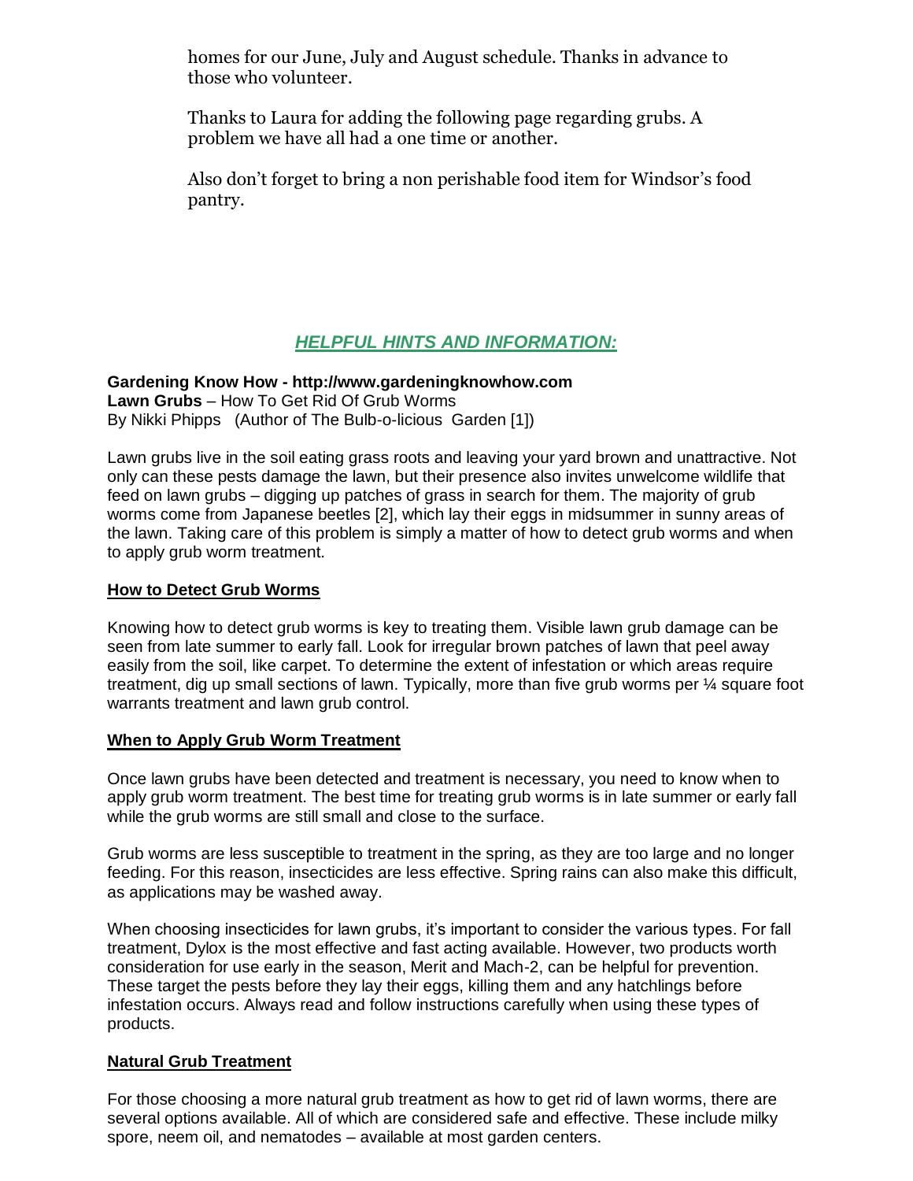homes for our June, July and August schedule. Thanks in advance to those who volunteer.

Thanks to Laura for adding the following page regarding grubs. A problem we have all had a one time or another.

Also don't forget to bring a non perishable food item for Windsor's food pantry.

## ***HELPFUL HINTS AND INFORMATION:***

**Gardening Know How - http://www.gardeningknowhow.com**
**Lawn Grubs** – How To Get Rid Of Grub Worms
By Nikki Phipps (Author of The Bulb-o-licious Garden [1])

Lawn grubs live in the soil eating grass roots and leaving your yard brown and unattractive. Not only can these pests damage the lawn, but their presence also invites unwelcome wildlife that feed on lawn grubs – digging up patches of grass in search for them. The majority of grub worms come from Japanese beetles [2], which lay their eggs in midsummer in sunny areas of the lawn. Taking care of this problem is simply a matter of how to detect grub worms and when to apply grub worm treatment.

### How to Detect Grub Worms

Knowing how to detect grub worms is key to treating them. Visible lawn grub damage can be seen from late summer to early fall. Look for irregular brown patches of lawn that peel away easily from the soil, like carpet. To determine the extent of infestation or which areas require treatment, dig up small sections of lawn. Typically, more than five grub worms per ¼ square foot warrants treatment and lawn grub control.

### When to Apply Grub Worm Treatment

Once lawn grubs have been detected and treatment is necessary, you need to know when to apply grub worm treatment. The best time for treating grub worms is in late summer or early fall while the grub worms are still small and close to the surface.

Grub worms are less susceptible to treatment in the spring, as they are too large and no longer feeding. For this reason, insecticides are less effective. Spring rains can also make this difficult, as applications may be washed away.

When choosing insecticides for lawn grubs, it's important to consider the various types. For fall treatment, Dylox is the most effective and fast acting available. However, two products worth consideration for use early in the season, Merit and Mach-2, can be helpful for prevention. These target the pests before they lay their eggs, killing them and any hatchlings before infestation occurs. Always read and follow instructions carefully when using these types of products.

### Natural Grub Treatment

For those choosing a more natural grub treatment as how to get rid of lawn worms, there are several options available. All of which are considered safe and effective. These include milky spore, neem oil, and nematodes – available at most garden centers.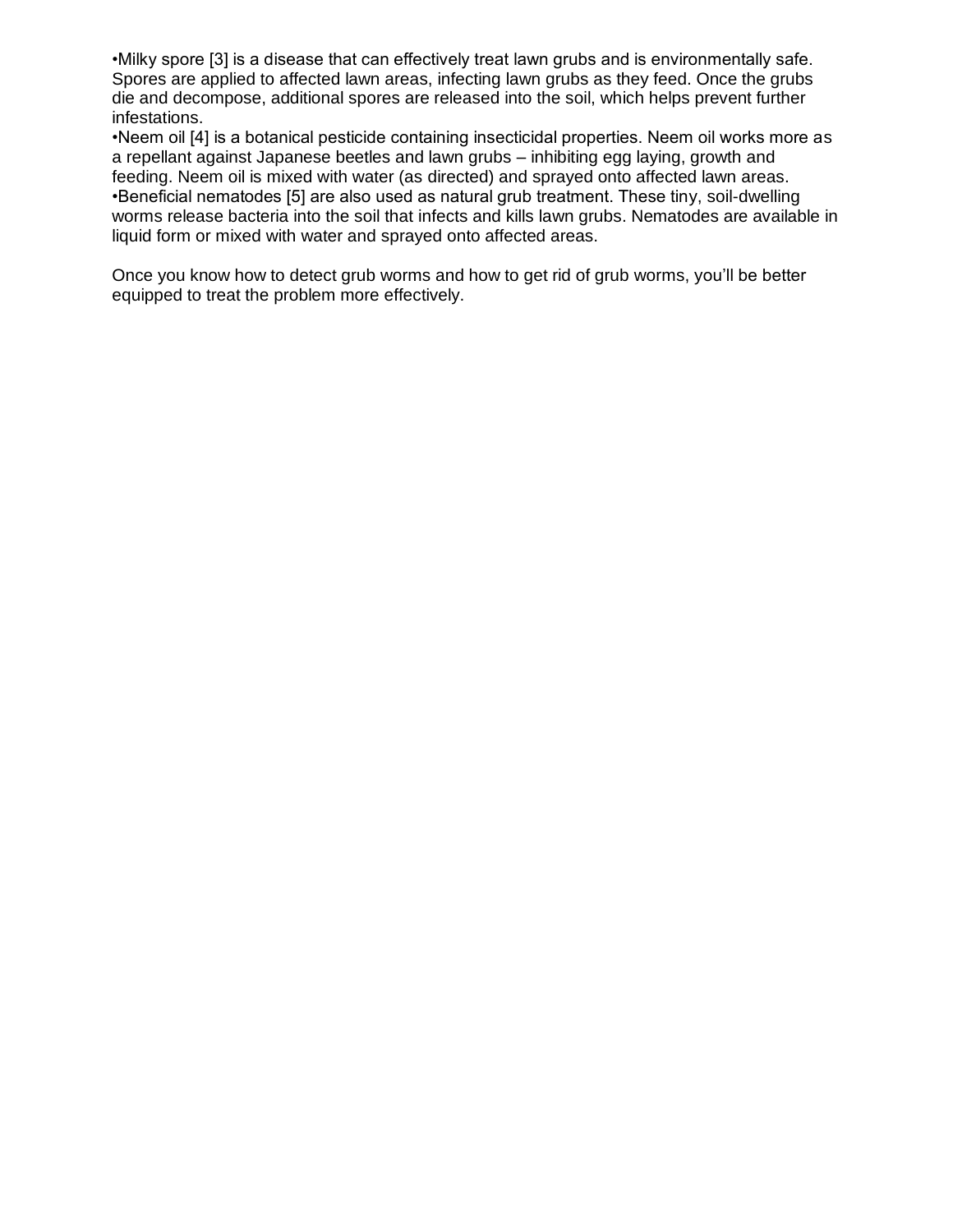•Milky spore [3] is a disease that can effectively treat lawn grubs and is environmentally safe. Spores are applied to affected lawn areas, infecting lawn grubs as they feed. Once the grubs die and decompose, additional spores are released into the soil, which helps prevent further infestations.
•Neem oil [4] is a botanical pesticide containing insecticidal properties. Neem oil works more as a repellant against Japanese beetles and lawn grubs – inhibiting egg laying, growth and feeding. Neem oil is mixed with water (as directed) and sprayed onto affected lawn areas.
•Beneficial nematodes [5] are also used as natural grub treatment. These tiny, soil-dwelling worms release bacteria into the soil that infects and kills lawn grubs. Nematodes are available in liquid form or mixed with water and sprayed onto affected areas.

Once you know how to detect grub worms and how to get rid of grub worms, you'll be better equipped to treat the problem more effectively.